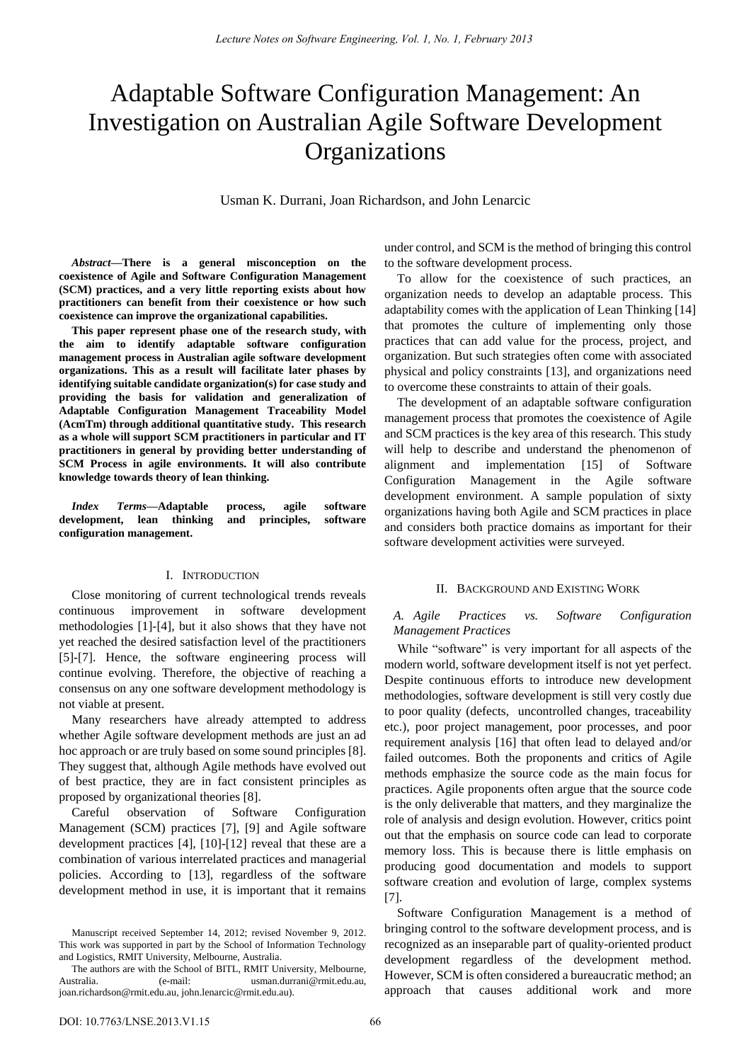# Adaptable Software Configuration Management: An Investigation on Australian Agile Software Development Organizations

Usman K. Durrani, Joan Richardson, and John Lenarcic

***Abstract*—There is a general misconception on the coexistence of Agile and Software Configuration Management (SCM) practices, and a very little reporting exists about how practitioners can benefit from their coexistence or how such coexistence can improve the organizational capabilities.**

**This paper represent phase one of the research study, with the aim to identify adaptable software configuration management process in Australian agile software development organizations. This as a result will facilitate later phases by identifying suitable candidate organization(s) for case study and providing the basis for validation and generalization of Adaptable Configuration Management Traceability Model (AcmTm) through additional quantitative study. This research as a whole will support SCM practitioners in particular and IT practitioners in general by providing better understanding of SCM Process in agile environments. It will also contribute knowledge towards theory of lean thinking.**

***Index Terms*—Adaptable process, agile software development, lean thinking and principles, software configuration management.**

## I. Introduction

Close monitoring of current technological trends reveals continuous improvement in software development methodologies [1]-[4], but it also shows that they have not yet reached the desired satisfaction level of the practitioners [5]-[7]. Hence, the software engineering process will continue evolving. Therefore, the objective of reaching a consensus on any one software development methodology is not viable at present.

Many researchers have already attempted to address whether Agile software development methods are just an ad hoc approach or are truly based on some sound principles [8]. They suggest that, although Agile methods have evolved out of best practice, they are in fact consistent principles as proposed by organizational theories [8].

Careful observation of Software Configuration Management (SCM) practices [7], [9] and Agile software development practices [4], [10]-[12] reveal that these are a combination of various interrelated practices and managerial policies. According to [13], regardless of the software development method in use, it is important that it remains under control, and SCM is the method of bringing this control to the software development process.

To allow for the coexistence of such practices, an organization needs to develop an adaptable process. This adaptability comes with the application of Lean Thinking [14] that promotes the culture of implementing only those practices that can add value for the process, project, and organization. But such strategies often come with associated physical and policy constraints [13], and organizations need to overcome these constraints to attain of their goals.

The development of an adaptable software configuration management process that promotes the coexistence of Agile and SCM practices is the key area of this research. This study will help to describe and understand the phenomenon of alignment and implementation [15] of Software Configuration Management in the Agile software development environment. A sample population of sixty organizations having both Agile and SCM practices in place and considers both practice domains as important for their software development activities were surveyed.

Manuscript received September 14, 2012; revised November 9, 2012. This work was supported in part by the School of Information Technology and Logistics, RMIT University, Melbourne, Australia.

The authors are with the School of BITL, RMIT University, Melbourne, Australia. (e-mail: usman.durrani@rmit.edu.au, joan.richardson@rmit.edu.au, john.lenarcic@rmit.edu.au).

## II. Background and Existing Work

### A. Agile Practices vs. Software Configuration Management Practices

While "software" is very important for all aspects of the modern world, software development itself is not yet perfect. Despite continuous efforts to introduce new development methodologies, software development is still very costly due to poor quality (defects, uncontrolled changes, traceability etc.), poor project management, poor processes, and poor requirement analysis [16] that often lead to delayed and/or failed outcomes. Both the proponents and critics of Agile methods emphasize the source code as the main focus for practices. Agile proponents often argue that the source code is the only deliverable that matters, and they marginalize the role of analysis and design evolution. However, critics point out that the emphasis on source code can lead to corporate memory loss. This is because there is little emphasis on producing good documentation and models to support software creation and evolution of large, complex systems [7].

Software Configuration Management is a method of bringing control to the software development process, and is recognized as an inseparable part of quality-oriented product development regardless of the development method. However, SCM is often considered a bureaucratic method; an approach that causes additional work and more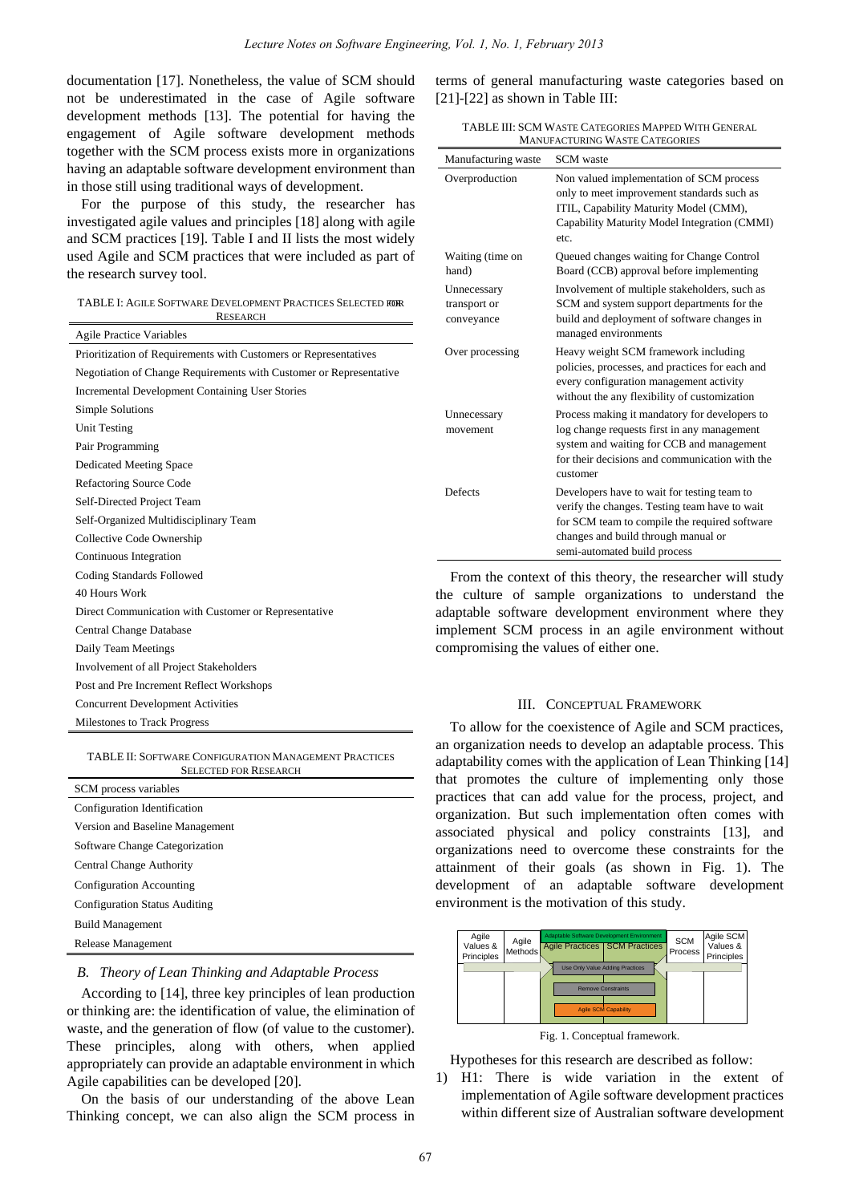documentation [17]. Nonetheless, the value of SCM should not be underestimated in the case of Agile software development methods [13]. The potential for having the engagement of Agile software development methods together with the SCM process exists more in organizations having an adaptable software development environment than in those still using traditional ways of development.

For the purpose of this study, the researcher has investigated agile values and principles [18] along with agile and SCM practices [19]. Table I and II lists the most widely used Agile and SCM practices that were included as part of the research survey tool.

TABLE I: AGILE SOFTWARE DEVELOPMENT PRACTICES SELECTED FOR RESEARCH

| Agile Practice Variables |
|---|
| Prioritization of Requirements with Customers or Representatives |
| Negotiation of Change Requirements with Customer or Representative |
| Incremental Development Containing User Stories |
| Simple Solutions |
| Unit Testing |
| Pair Programming |
| Dedicated Meeting Space |
| Refactoring Source Code |
| Self-Directed Project Team |
| Self-Organized Multidisciplinary Team |
| Collective Code Ownership |
| Continuous Integration |
| Coding Standards Followed |
| 40 Hours Work |
| Direct Communication with Customer or Representative |
| Central Change Database |
| Daily Team Meetings |
| Involvement of all Project Stakeholders |
| Post and Pre Increment Reflect Workshops |
| Concurrent Development Activities |
| Milestones to Track Progress |

TABLE II: SOFTWARE CONFIGURATION MANAGEMENT PRACTICES SELECTED FOR RESEARCH

| SCM process variables |
|---|
| Configuration Identification |
| Version and Baseline Management |
| Software Change Categorization |
| Central Change Authority |
| Configuration Accounting |
| Configuration Status Auditing |
| Build Management |
| Release Management |

### *B. Theory of Lean Thinking and Adaptable Process*

According to [14], three key principles of lean production or thinking are: the identification of value, the elimination of waste, and the generation of flow (of value to the customer). These principles, along with others, when applied appropriately can provide an adaptable environment in which Agile capabilities can be developed [20].

On the basis of our understanding of the above Lean Thinking concept, we can also align the SCM process in terms of general manufacturing waste categories based on [21]-[22] as shown in Table III:

TABLE III: SCM WASTE CATEGORIES MAPPED WITH GENERAL MANUFACTURING WASTE CATEGORIES

| Manufacturing waste | SCM waste |
|---|---|
| Overproduction | Non valued implementation of SCM process only to meet improvement standards such as ITIL, Capability Maturity Model (CMM), Capability Maturity Model Integration (CMMI) etc. |
| Waiting (time on hand) | Queued changes waiting for Change Control Board (CCB) approval before implementing |
| Unnecessary transport or conveyance | Involvement of multiple stakeholders, such as SCM and system support departments for the build and deployment of software changes in managed environments |
| Over processing | Heavy weight SCM framework including policies, processes, and practices for each and every configuration management activity without the any flexibility of customization |
| Unnecessary movement | Process making it mandatory for developers to log change requests first in any management system and waiting for CCB and management for their decisions and communication with the customer |
| Defects | Developers have to wait for testing team to verify the changes. Testing team have to wait for SCM team to compile the required software changes and build through manual or semi-automated build process |

From the context of this theory, the researcher will study the culture of sample organizations to understand the adaptable software development environment where they implement SCM process in an agile environment without compromising the values of either one.

## III. CONCEPTUAL FRAMEWORK

To allow for the coexistence of Agile and SCM practices, an organization needs to develop an adaptable process. This adaptability comes with the application of Lean Thinking [14] that promotes the culture of implementing only those practices that can add value for the process, project, and organization. But such implementation often comes with associated physical and policy constraints [13], and organizations need to overcome these constraints for the attainment of their goals (as shown in Fig. 1). The development of an adaptable software development environment is the motivation of this study.

Fig. 1. Conceptual framework.

Hypotheses for this research are described as follow:

1) H1: There is wide variation in the extent of implementation of Agile software development practices within different size of Australian software development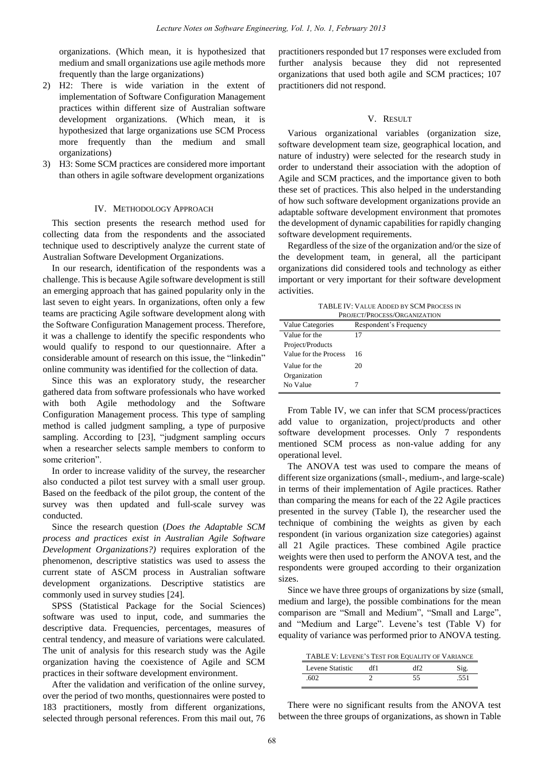organizations. (Which mean, it is hypothesized that medium and small organizations use agile methods more frequently than the large organizations)

2) H2: There is wide variation in the extent of implementation of Software Configuration Management practices within different size of Australian software development organizations. (Which mean, it is hypothesized that large organizations use SCM Process more frequently than the medium and small organizations)
3) H3: Some SCM practices are considered more important than others in agile software development organizations

## IV. Methodology Approach

This section presents the research method used for collecting data from the respondents and the associated technique used to descriptively analyze the current state of Australian Software Development Organizations.

In our research, identification of the respondents was a challenge. This is because Agile software development is still an emerging approach that has gained popularity only in the last seven to eight years. In organizations, often only a few teams are practicing Agile software development along with the Software Configuration Management process. Therefore, it was a challenge to identify the specific respondents who would qualify to respond to our questionnaire. After a considerable amount of research on this issue, the "linkedin" online community was identified for the collection of data.

Since this was an exploratory study, the researcher gathered data from software professionals who have worked with both Agile methodology and the Software Configuration Management process. This type of sampling method is called judgment sampling, a type of purposive sampling. According to [23], "judgment sampling occurs when a researcher selects sample members to conform to some criterion".

In order to increase validity of the survey, the researcher also conducted a pilot test survey with a small user group. Based on the feedback of the pilot group, the content of the survey was then updated and full-scale survey was conducted.

Since the research question (*Does the Adaptable SCM process and practices exist in Australian Agile Software Development Organizations?)* requires exploration of the phenomenon, descriptive statistics was used to assess the current state of ASCM process in Australian software development organizations. Descriptive statistics are commonly used in survey studies [24].

SPSS (Statistical Package for the Social Sciences) software was used to input, code, and summaries the descriptive data. Frequencies, percentages, measures of central tendency, and measure of variations were calculated. The unit of analysis for this research study was the Agile organization having the coexistence of Agile and SCM practices in their software development environment.

After the validation and verification of the online survey, over the period of two months, questionnaires were posted to 183 practitioners, mostly from different organizations, selected through personal references. From this mail out, 76 practitioners responded but 17 responses were excluded from further analysis because they did not represented organizations that used both agile and SCM practices; 107 practitioners did not respond.

## V. Result

Various organizational variables (organization size, software development team size, geographical location, and nature of industry) were selected for the research study in order to understand their association with the adoption of Agile and SCM practices, and the importance given to both these set of practices. This also helped in the understanding of how such software development organizations provide an adaptable software development environment that promotes the development of dynamic capabilities for rapidly changing software development requirements.

Regardless of the size of the organization and/or the size of the development team, in general, all the participant organizations did considered tools and technology as either important or very important for their software development activities.

TABLE IV: Value Added by SCM Process in Project/Process/Organization

| Value Categories | Respondent's Frequency |
|---|---|
| Value for the Project/Products | 17 |
| Value for the Process | 16 |
| Value for the Organization | 20 |
| No Value | 7 |

From Table IV, we can infer that SCM process/practices add value to organization, project/products and other software development processes. Only 7 respondents mentioned SCM process as non-value adding for any operational level.

The ANOVA test was used to compare the means of different size organizations (small-, medium-, and large-scale) in terms of their implementation of Agile practices. Rather than comparing the means for each of the 22 Agile practices presented in the survey (Table I), the researcher used the technique of combining the weights as given by each respondent (in various organization size categories) against all 21 Agile practices. These combined Agile practice weights were then used to perform the ANOVA test, and the respondents were grouped according to their organization sizes.

Since we have three groups of organizations by size (small, medium and large), the possible combinations for the mean comparison are "Small and Medium", "Small and Large", and "Medium and Large". Levene's test (Table V) for equality of variance was performed prior to ANOVA testing.

TABLE V: Levene's Test for Equality of Variance

| Levene Statistic | df1 | df2 | Sig. |
|---|---|---|---|
| .602 | 2 | 55 | .551 |

There were no significant results from the ANOVA test between the three groups of organizations, as shown in Table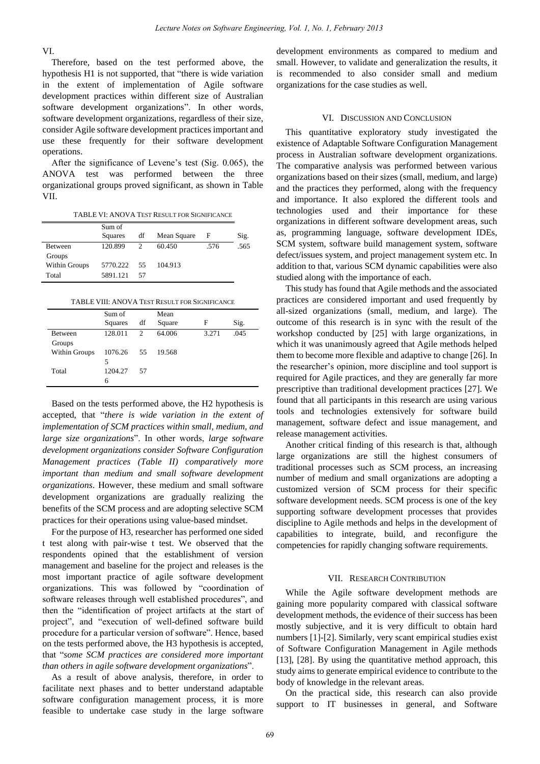VI.

Therefore, based on the test performed above, the hypothesis H1 is not supported, that "there is wide variation in the extent of implementation of Agile software development practices within different size of Australian software development organizations". In other words, software development organizations, regardless of their size, consider Agile software development practices important and use these frequently for their software development operations.

After the significance of Levene's test (Sig. 0.065), the ANOVA test was performed between the three organizational groups proved significant, as shown in Table VII.

TABLE VI: ANOVA TEST RESULT FOR SIGNIFICANCE

| | Sum of Squares | df | Mean Square | F | Sig. |
|---|---|---|---|---|---|
| Between Groups | 120.899 | 2 | 60.450 | .576 | .565 |
| Within Groups | 5770.222 | 55 | 104.913 | | |
| Total | 5891.121 | 57 | | | |

TABLE VIII: ANOVA TEST RESULT FOR SIGNIFICANCE

| | Sum of Squares | df | Mean Square | F | Sig. |
|---|---|---|---|---|---|
| Between Groups | 128.011 | 2 | 64.006 | 3.271 | .045 |
| Within Groups | 1076.265 | 55 | 19.568 | | |
| Total | 1204.276 | 57 | | | |

Based on the tests performed above, the H2 hypothesis is accepted, that "*there is wide variation in the extent of implementation of SCM practices within small, medium, and large size organizations*". In other words, *large software development organizations consider Software Configuration Management practices (Table II) comparatively more important than medium and small software development organizations*. However, these medium and small software development organizations are gradually realizing the benefits of the SCM process and are adopting selective SCM practices for their operations using value-based mindset.

For the purpose of H3, researcher has performed one sided t test along with pair-wise t test. We observed that the respondents opined that the establishment of version management and baseline for the project and releases is the most important practice of agile software development organizations. This was followed by "coordination of software releases through well established procedures", and then the "identification of project artifacts at the start of project", and "execution of well-defined software build procedure for a particular version of software". Hence, based on the tests performed above, the H3 hypothesis is accepted, that "*some SCM practices are considered more important than others in agile software development organizations*".

As a result of above analysis, therefore, in order to facilitate next phases and to better understand adaptable software configuration management process, it is more feasible to undertake case study in the large software development environments as compared to medium and small. However, to validate and generalization the results, it is recommended to also consider small and medium organizations for the case studies as well.

## VI. Discussion and Conclusion

This quantitative exploratory study investigated the existence of Adaptable Software Configuration Management process in Australian software development organizations. The comparative analysis was performed between various organizations based on their sizes (small, medium, and large) and the practices they performed, along with the frequency and importance. It also explored the different tools and technologies used and their importance for these organizations in different software development areas, such as, programming language, software development IDEs, SCM system, software build management system, software defect/issues system, and project management system etc. In addition to that, various SCM dynamic capabilities were also studied along with the importance of each.

This study has found that Agile methods and the associated practices are considered important and used frequently by all-sized organizations (small, medium, and large). The outcome of this research is in sync with the result of the workshop conducted by [25] with large organizations, in which it was unanimously agreed that Agile methods helped them to become more flexible and adaptive to change [26]. In the researcher's opinion, more discipline and tool support is required for Agile practices, and they are generally far more prescriptive than traditional development practices [27]. We found that all participants in this research are using various tools and technologies extensively for software build management, software defect and issue management, and release management activities.

Another critical finding of this research is that, although large organizations are still the highest consumers of traditional processes such as SCM process, an increasing number of medium and small organizations are adopting a customized version of SCM process for their specific software development needs. SCM process is one of the key supporting software development processes that provides discipline to Agile methods and helps in the development of capabilities to integrate, build, and reconfigure the competencies for rapidly changing software requirements.

## VII. Research Contribution

While the Agile software development methods are gaining more popularity compared with classical software development methods, the evidence of their success has been mostly subjective, and it is very difficult to obtain hard numbers [1]-[2]. Similarly, very scant empirical studies exist of Software Configuration Management in Agile methods [13], [28]. By using the quantitative method approach, this study aims to generate empirical evidence to contribute to the body of knowledge in the relevant areas.

On the practical side, this research can also provide support to IT businesses in general, and Software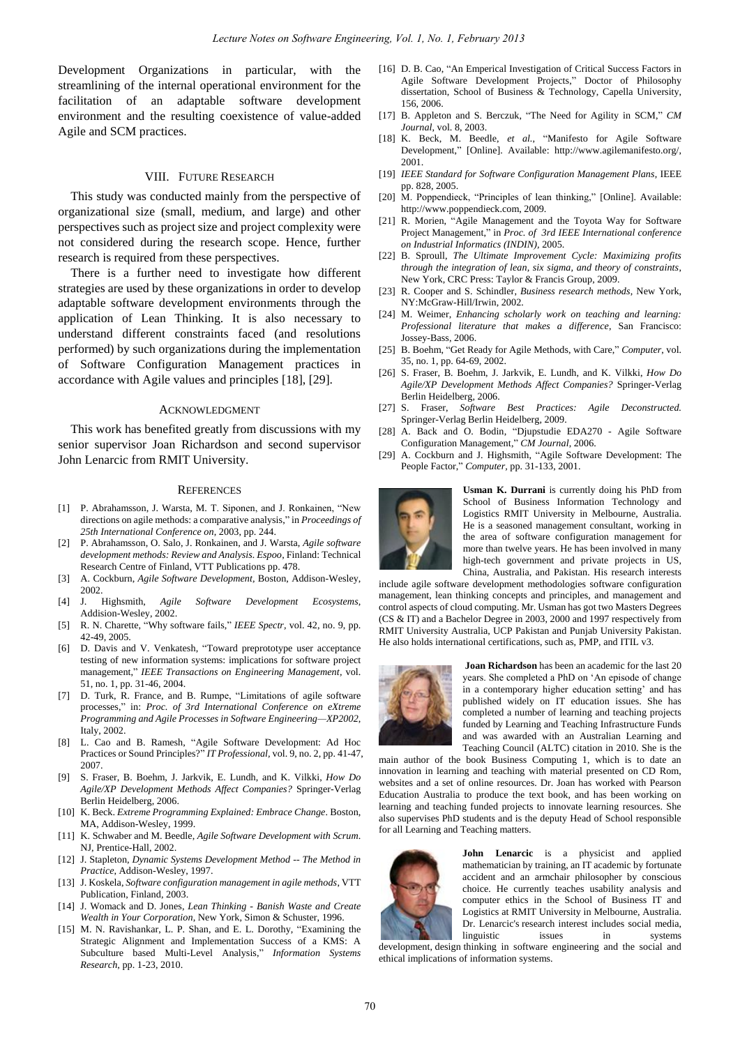Development Organizations in particular, with the streamlining of the internal operational environment for the facilitation of an adaptable software development environment and the resulting coexistence of value-added Agile and SCM practices.

## VIII. Future Research

This study was conducted mainly from the perspective of organizational size (small, medium, and large) and other perspectives such as project size and project complexity were not considered during the research scope. Hence, further research is required from these perspectives.

There is a further need to investigate how different strategies are used by these organizations in order to develop adaptable software development environments through the application of Lean Thinking. It is also necessary to understand different constraints faced (and resolutions performed) by such organizations during the implementation of Software Configuration Management practices in accordance with Agile values and principles [18], [29].

## Acknowledgment

This work has benefited greatly from discussions with my senior supervisor Joan Richardson and second supervisor John Lenarcic from RMIT University.

## References

[1] P. Abrahamsson, J. Warsta, M. T. Siponen, and J. Ronkainen, "New directions on agile methods: a comparative analysis," in *Proceedings of 25th International Conference on*, 2003, pp. 244.

[2] P. Abrahamsson, O. Salo, J. Ronkainen, and J. Warsta, *Agile software development methods: Review and Analysis. Espoo*, Finland: Technical Research Centre of Finland, VTT Publications pp. 478.

[3] A. Cockburn, *Agile Software Development*, Boston, Addison-Wesley, 2002.

[4] J. Highsmith, *Agile Software Development Ecosystems*, Addision-Wesley, 2002.

[5] R. N. Charette, "Why software fails," *IEEE Spectr*, vol. 42, no. 9, pp. 42-49, 2005.

[6] D. Davis and V. Venkatesh, "Toward preprototype user acceptance testing of new information systems: implications for software project management," *IEEE Transactions on Engineering Management*, vol. 51, no. 1, pp. 31-46, 2004.

[7] D. Turk, R. France, and B. Rumpe, "Limitations of agile software processes," in: *Proc. of 3rd International Conference on eXtreme Programming and Agile Processes in Software Engineering—XP2002*, Italy, 2002.

[8] L. Cao and B. Ramesh, "Agile Software Development: Ad Hoc Practices or Sound Principles?" *IT Professional*, vol. 9, no. 2, pp. 41-47, 2007.

[9] S. Fraser, B. Boehm, J. Jarkvik, E. Lundh, and K. Vilkki, *How Do Agile/XP Development Methods Affect Companies?* Springer-Verlag Berlin Heidelberg, 2006.

[10] K. Beck. *Extreme Programming Explained: Embrace Change*. Boston, MA, Addison-Wesley, 1999.

[11] K. Schwaber and M. Beedle, *Agile Software Development with Scrum*. NJ, Prentice-Hall, 2002.

[12] J. Stapleton, *Dynamic Systems Development Method -- The Method in Practice*, Addison-Wesley, 1997.

[13] J. Koskela, *Software configuration management in agile methods*, VTT Publication, Finland, 2003.

[14] J. Womack and D. Jones, *Lean Thinking - Banish Waste and Create Wealth in Your Corporation*, New York, Simon & Schuster, 1996.

[15] M. N. Ravishankar, L. P. Shan, and E. L. Dorothy, "Examining the Strategic Alignment and Implementation Success of a KMS: A Subculture based Multi-Level Analysis," *Information Systems Research*, pp. 1-23, 2010.

[16] D. B. Cao, "An Emperical Investigation of Critical Success Factors in Agile Software Development Projects," Doctor of Philosophy dissertation, School of Business & Technology, Capella University, 156, 2006.

[17] B. Appleton and S. Berczuk, "The Need for Agility in SCM," *CM Journal*, vol. 8, 2003.

[18] K. Beck, M. Beedle, *et al.*, "Manifesto for Agile Software Development," [Online]. Available: http://www.agilemanifesto.org/, 2001.

[19] *IEEE Standard for Software Configuration Management Plans*, IEEE pp. 828, 2005.

[20] M. Poppendieck, "Principles of lean thinking," [Online]. Available: http://www.poppendieck.com, 2009.

[21] R. Morien, "Agile Management and the Toyota Way for Software Project Management," in *Proc. of 3rd IEEE International conference on Industrial Informatics (INDIN)*, 2005.

[22] B. Sproull, *The Ultimate Improvement Cycle: Maximizing profits through the integration of lean, six sigma, and theory of constraints*, New York, CRC Press: Taylor & Francis Group, 2009.

[23] R. Cooper and S. Schindler, *Business research methods*, New York, NY:McGraw-Hill/Irwin, 2002.

[24] M. Weimer, *Enhancing scholarly work on teaching and learning: Professional literature that makes a difference*, San Francisco: Jossey-Bass, 2006.

[25] B. Boehm, "Get Ready for Agile Methods, with Care," *Computer*, vol. 35, no. 1, pp. 64-69, 2002.

[26] S. Fraser, B. Boehm, J. Jarkvik, E. Lundh, and K. Vilkki, *How Do Agile/XP Development Methods Affect Companies?* Springer-Verlag Berlin Heidelberg, 2006.

[27] S. Fraser, *Software Best Practices: Agile Deconstructed.* Springer-Verlag Berlin Heidelberg, 2009.

[28] A. Back and O. Bodin, "Djupstudie EDA270 - Agile Software Configuration Management," *CM Journal*, 2006.

[29] A. Cockburn and J. Highsmith, "Agile Software Development: The People Factor," *Computer*, pp. 31-133, 2001.

**Usman K. Durrani** is currently doing his PhD from School of Business Information Technology and Logistics RMIT University in Melbourne, Australia. He is a seasoned management consultant, working in the area of software configuration management for more than twelve years. He has been involved in many high-tech government and private projects in US, China, Australia, and Pakistan. His research interests include agile software development methodologies software configuration management, lean thinking concepts and principles, and management and control aspects of cloud computing. Mr. Usman has got two Masters Degrees (CS & IT) and a Bachelor Degree in 2003, 2000 and 1997 respectively from RMIT University Australia, UCP Pakistan and Punjab University Pakistan. He also holds international certifications, such as, PMP, and ITIL v3.

**Joan Richardson** has been an academic for the last 20 years. She completed a PhD on 'An episode of change in a contemporary higher education setting' and has published widely on IT education issues. She has completed a number of learning and teaching projects funded by Learning and Teaching Infrastructure Funds and was awarded with an Australian Learning and Teaching Council (ALTC) citation in 2010. She is the main author of the book Business Computing 1, which is to date an innovation in learning and teaching with material presented on CD Rom, websites and a set of online resources. Dr. Joan has worked with Pearson Education Australia to produce the text book, and has been working on learning and teaching funded projects to innovate learning resources. She also supervises PhD students and is the deputy Head of School responsible for all Learning and Teaching matters.

**John Lenarcic** is a physicist and applied mathematician by training, an IT academic by fortunate accident and an armchair philosopher by conscious choice. He currently teaches usability analysis and computer ethics in the School of Business IT and Logistics at RMIT University in Melbourne, Australia. Dr. Lenarcic's research interest includes social media, linguistic issues in systems development, design thinking in software engineering and the social and ethical implications of information systems.